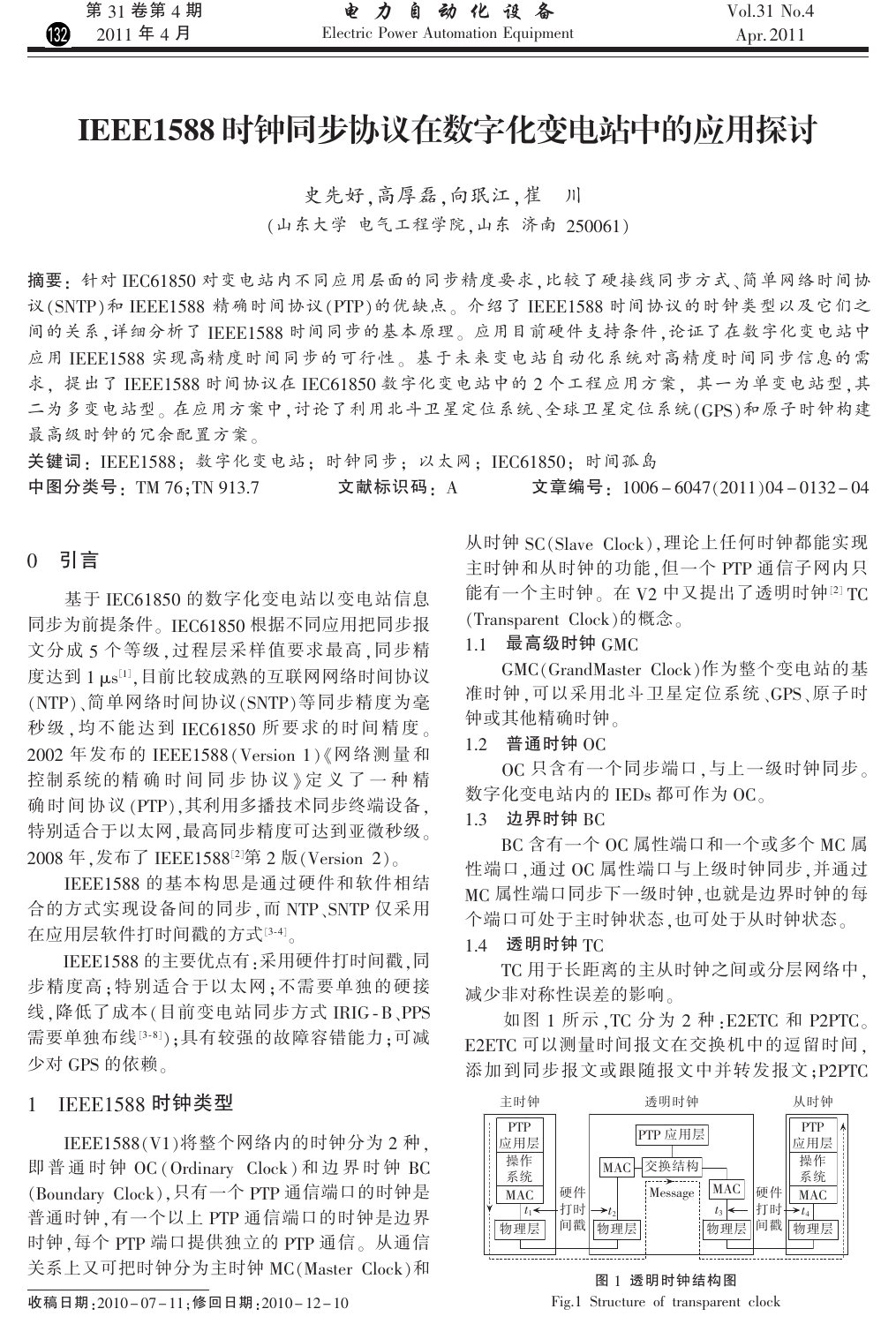# IEEE1588 时钟同步协议在数字化变电站中的应用探讨

史先好，高厚磊，向珉江，崔　川

（山东大学 电气工程学院，山东 济南 250061）

**摘要**：针对 IEC61850 对变电站内不同应用层面的同步精度要求，比较了硬接线同步方式、简单网络时间协议（SNTP）和 IEEE1588 精确时间协议（PTP）的优缺点。介绍了 IEEE1588 时间协议的时钟类型以及它们之间的关系，详细分析了 IEEE1588 时间同步的基本原理。应用目前硬件支持条件，论证了在数字化变电站中应用 IEEE1588 实现高精度时间同步的可行性。基于未来变电站自动化系统对高精度时间同步信息的需求，提出了 IEEE1588 时间协议在 IEC61850 数字化变电站中的 2 个工程应用方案，其一为单变电站型，其二为多变电站型。在应用方案中，讨论了利用北斗卫星定位系统、全球卫星定位系统（GPS）和原子时钟构建最高级时钟的冗余配置方案。

**关键词**：IEEE1588；数字化变电站；时钟同步；以太网；IEC61850；时间孤岛

**中图分类号**：TM 76；TN 913.7　　**文献标识码**：A　　**文章编号**：1006-6047(2011)04-0132-04

## 0　引言

基于 IEC61850 的数字化变电站以变电站信息同步为前提条件。IEC61850 根据不同应用把同步报文分成 5 个等级，过程层采样值要求最高，同步精度达到 1 μs[1]，目前比较成熟的互联网网络时间协议（NTP）、简单网络时间协议（SNTP）等同步精度为毫秒级，均不能达到 IEC61850 所要求的时间精度。2002 年发布的 IEEE1588（Version 1）《网络测量和控制系统的精确时间同步协议》定义了一种精确时间协议（PTP），其利用多播技术同步终端设备，特别适合于以太网，最高同步精度可达到亚微秒级。2008 年，发布了 IEEE1588[2]第 2 版（Version 2）。

IEEE1588 的基本构思是通过硬件和软件相结合的方式实现设备间的同步，而 NTP、SNTP 仅采用在应用层软件打时间戳的方式[3-4]。

IEEE1588 的主要优点有：采用硬件打时间戳，同步精度高；特别适合于以太网；不需要单独的硬接线，降低了成本（目前变电站同步方式 IRIG-B、PPS 需要单独布线[3-8]）；具有较强的故障容错能力；可减少对 GPS 的依赖。

## 1　IEEE1588 时钟类型

IEEE1588（V1）将整个网络内的时钟分为 2 种，即普通时钟 OC（Ordinary Clock）和边界时钟 BC（Boundary Clock），只有一个 PTP 通信端口的时钟是普通时钟，有一个以上 PTP 通信端口的时钟是边界时钟，每个 PTP 端口提供独立的 PTP 通信。从通信关系上又可把时钟分为主时钟 MC（Master Clock）和从时钟 SC（Slave Clock），理论上任何时钟都能实现主时钟和从时钟的功能，但一个 PTP 通信子网内只能有一个主时钟。在 V2 中又提出了透明时钟[2] TC（Transparent Clock）的概念。

### 1.1　最高级时钟 GMC

GMC（GrandMaster Clock）作为整个变电站的基准时钟，可以采用北斗卫星定位系统、GPS、原子时钟或其他精确时钟。

### 1.2　普通时钟 OC

OC 只含有一个同步端口，与上一级时钟同步。数字化变电站内的 IEDs 都可作为 OC。

### 1.3　边界时钟 BC

BC 含有一个 OC 属性端口和一个或多个 MC 属性端口，通过 OC 属性端口与上级时钟同步，并通过 MC 属性端口同步下一级时钟，也就是边界时钟的每个端口可处于主时钟状态，也可处于从时钟状态。

### 1.4　透明时钟 TC

TC 用于长距离的主从时钟之间或分层网络中，减少非对称性误差的影响。

如图 1 所示，TC 分为 2 种：E2ETC 和 P2PTC。E2ETC 可以测量时间报文在交换机中的逗留时间，添加到同步报文或跟随报文中并转发报文；P2PTC

图 1　透明时钟结构图

Fig.1 Structure of transparent clock

收稿日期：2010-07-11；修回日期：2010-12-10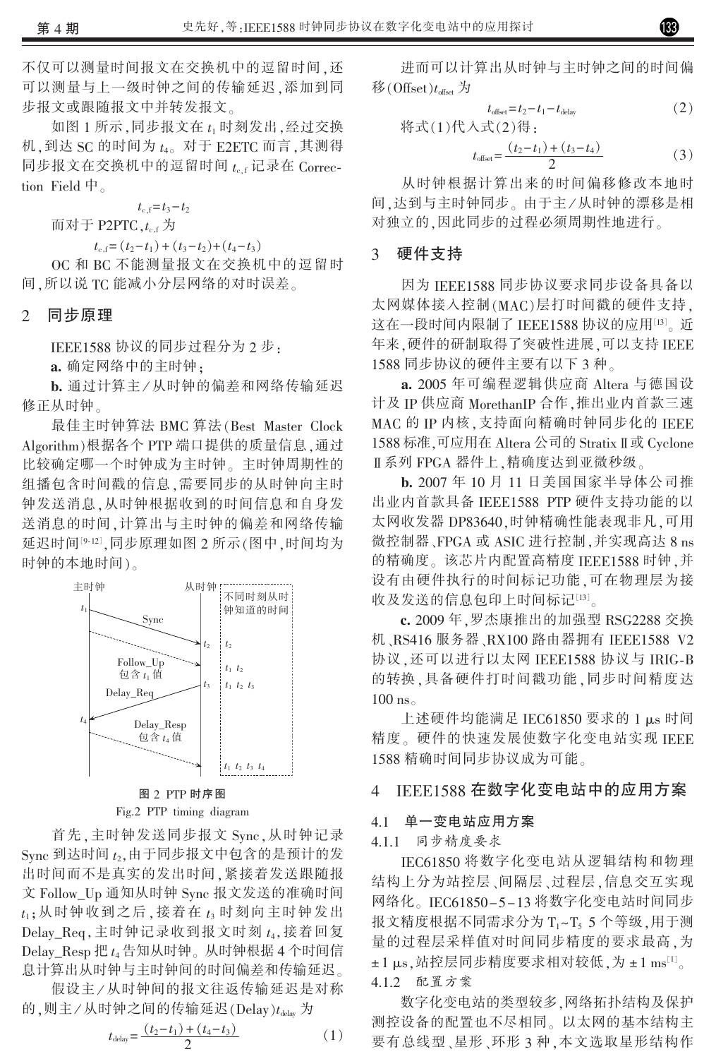不仅可以测量时间报文在交换机中的逗留时间，还可以测量与上一级时钟之间的传输延迟，添加到同步报文或跟随报文中并转发报文。

如图 1 所示，同步报文在 $t_1$ 时刻发出，经过交换机，到达 SC 的时间为 $t_4$。对于 E2ETC 而言，其测得同步报文在交换机中的逗留时间 $t_{c,f}$ 记录在 Correction Field 中。

$$t_{c,f}=t_3-t_2$$

而对于 P2PTC，$t_{c,f}$ 为

$$t_{c,f}=(t_2-t_1)+(t_3-t_2)+(t_4-t_3)$$

OC 和 BC 不能测量报文在交换机中的逗留时间，所以说 TC 能减小分层网络的对时误差。

## 2 同步原理

IEEE1588 协议的同步过程分为 2 步：

**a.** 确定网络中的主时钟；

**b.** 通过计算主/从时钟的偏差和网络传输延迟修正从时钟。

最佳主时钟算法 BMC 算法(Best Master Clock Algorithm)根据各个 PTP 端口提供的质量信息，通过比较确定哪一个时钟成为主时钟。主时钟周期性的组播包含时间戳的信息，需要同步的从时钟向主时钟发送消息，从时钟根据收到的时间信息和自身发送消息的时间，计算出与主时钟的偏差和网络传输延迟时间[9-12]，同步原理如图 2 所示(图中，时间均为时钟的本地时间)。

图 2 PTP 时序图

Fig.2 PTP timing diagram

首先，主时钟发送同步报文 Sync，从时钟记录 Sync 到达时间 $t_2$，由于同步报文中包含的是预计的发出时间而不是真实的发出时间，紧接着发送跟随报文 Follow_Up 通知从时钟 Sync 报文发送的准确时间 $t_1$；从时钟收到之后，接着在 $t_3$ 时刻向主时钟发出 Delay_Req，主时钟记录收到报文时刻 $t_4$，接着回复 Delay_Resp 把 $t_4$ 告知从时钟。从时钟根据 4 个时间信息计算出从时钟与主时钟间的时间偏差和传输延迟。

假设主/从时钟间的报文往返传输延迟是对称的，则主/从时钟之间的传输延迟(Delay)$t_{delay}$ 为

$$t_{delay}=\frac{(t_2-t_1)+(t_4-t_3)}{2} \tag{1}$$

进而可以计算出从时钟与主时钟之间的时间偏移(Offset)$t_{offset}$ 为

$$t_{offset}=t_2-t_1-t_{delay} \tag{2}$$

将式(1)代入式(2)得：

$$t_{offset}=\frac{(t_2-t_1)+(t_3-t_4)}{2} \tag{3}$$

从时钟根据计算出来的时间偏移修改本地时间，达到与主时钟同步。由于主/从时钟的漂移是相对独立的，因此同步的过程必须周期性地进行。

## 3 硬件支持

因为 IEEE1588 同步协议要求同步设备具备以太网媒体接入控制(MAC)层打时间戳的硬件支持，这在一段时间内限制了 IEEE1588 协议的应用[13]。近年来，硬件的研制取得了突破性进展，可以支持 IEEE 1588 同步协议的硬件主要有以下 3 种。

**a.** 2005 年可编程逻辑供应商 Altera 与德国设计及 IP 供应商 MorethanIP 合作，推出业内首款三速 MAC 的 IP 内核，支持面向精确时钟同步化的 IEEE 1588 标准，可应用在 Altera 公司的 Stratix Ⅱ或 Cyclone Ⅱ系列 FPGA 器件上，精确度达到亚微秒级。

**b.** 2007 年 10 月 11 日美国国家半导体公司推出业内首款具备 IEEE1588 PTP 硬件支持功能的以太网收发器 DP83640，时钟精确性能表现非凡，可用微控制器、FPGA 或 ASIC 进行控制，并实现高达 8 ns 的精确度。该芯片内配置高精度 IEEE1588 时钟，并设有由硬件执行的时间标记功能，可在物理层为接收及发送的信息包印上时间标记[13]。

**c.** 2009 年，罗杰康推出的加强型 RSG2288 交换机、RS416 服务器、RX100 路由器拥有 IEEE1588 V2 协议，还可以进行以太网 IEEE1588 协议与 IRIG-B 的转换，具备硬件打时间戳功能，同步时间精度达 100 ns。

上述硬件均能满足 IEC61850 要求的 1 μs 时间精度。硬件的快速发展使数字化变电站实现 IEEE 1588 精确时间同步协议成为可能。

## 4 IEEE1588 在数字化变电站中的应用方案

### 4.1 单一变电站应用方案

#### 4.1.1 同步精度要求

IEC61850 将数字化变电站从逻辑结构和物理结构上分为站控层、间隔层、过程层，信息交互实现网络化。IEC61850-5-13 将数字化变电站时间同步报文精度根据不同需求分为 $T_1$~$T_5$ 5 个等级，用于测量的过程层采样值对时间同步精度的要求最高，为 ±1 μs，站控层同步精度要求相对较低，为 ±1 ms[1]。

#### 4.1.2 配置方案

数字化变电站的类型较多，网络拓扑结构及保护测控设备的配置也不尽相同。以太网的基本结构主要有总线型、星形、环形 3 种，本文选取星形结构作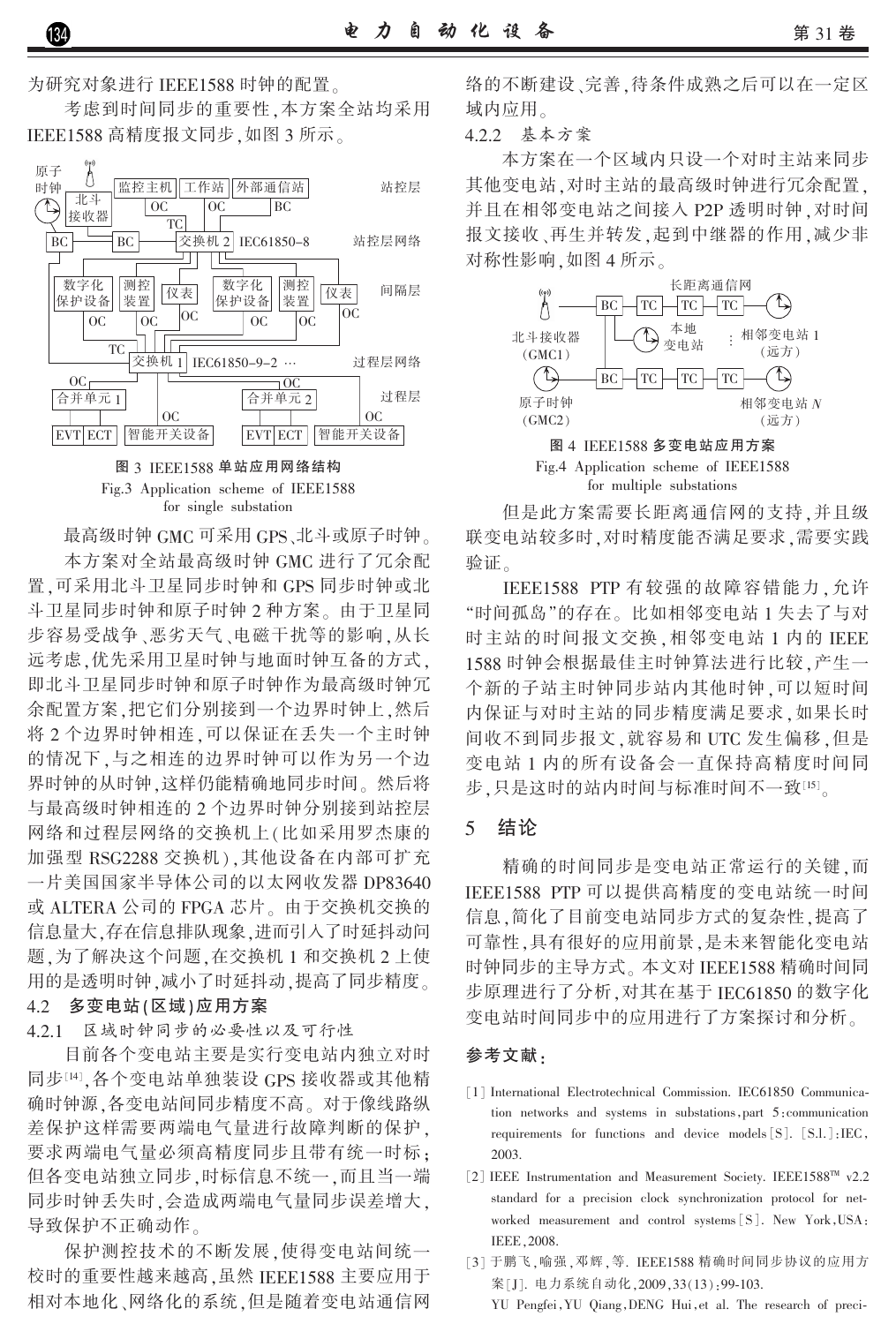为研究对象进行 IEEE1588 时钟的配置。

考虑到时间同步的重要性,本方案全站均采用 IEEE1588 高精度报文同步,如图 3 所示。

图 3 IEEE1588 单站应用网络结构

Fig.3 Application scheme of IEEE1588 for single substation

最高级时钟 GMC 可采用 GPS、北斗或原子时钟。

本方案对全站最高级时钟 GMC 进行了冗余配置,可采用北斗卫星同步时钟和 GPS 同步时钟或北斗卫星同步时钟和原子时钟 2 种方案。由于卫星同步容易受战争、恶劣天气、电磁干扰等的影响,从长远考虑,优先采用卫星时钟与地面时钟互备的方式,即北斗卫星同步时钟和原子时钟作为最高级时钟冗余配置方案,把它们分别接到一个边界时钟上,然后将 2 个边界时钟相连,可以保证在丢失一个主时钟的情况下,与之相连的边界时钟可以作为另一个边界时钟的从时钟,这样仍能精确地同步时间。然后将与最高级时钟相连的 2 个边界时钟分别接到站控层网络和过程层网络的交换机上(比如采用罗杰康的加强型 RSG2288 交换机),其他设备在内部可扩充一片美国国家半导体公司的以太网收发器 DP83640 或 ALTERA 公司的 FPGA 芯片。由于交换机交换的信息量大,存在信息排队现象,进而引入了时延抖动问题,为了解决这个问题,在交换机 1 和交换机 2 上使用的是透明时钟,减小了时延抖动,提高了同步精度。

### 4.2 多变电站(区域)应用方案

#### 4.2.1 区域时钟同步的必要性以及可行性

目前各个变电站主要是实行变电站内独立对时同步[14],各个变电站单独装设 GPS 接收器或其他精确时钟源,各变电站间同步精度不高。对于像线路纵差保护这样需要两端电气量进行故障判断的保护,要求两端电气量必须高精度同步且带有统一时标;但各变电站独立同步,时标信息不统一,而且当一端同步时钟丢失时,会造成两端电气量同步误差增大,导致保护不正确动作。

保护测控技术的不断发展,使得变电站间统一校时的重要性越来越高,虽然 IEEE1588 主要应用于相对本地化、网络化的系统,但是随着变电站通信网络的不断建设、完善,待条件成熟之后可以在一定区域内应用。

#### 4.2.2 基本方案

本方案在一个区域内只设一个对时主站来同步其他变电站,对时主站的最高级时钟进行冗余配置,并且在相邻变电站之间接入 P2P 透明时钟,对时间报文接收、再生并转发,起到中继器的作用,减少非对称性影响,如图 4 所示。

图 4 IEEE1588 多变电站应用方案

Fig.4 Application scheme of IEEE1588 for multiple substations

但是此方案需要长距离通信网的支持,并且级联变电站较多时,对时精度能否满足要求,需要实践验证。

IEEE1588 PTP 有较强的故障容错能力,允许"时间孤岛"的存在。比如相邻变电站 1 失去了与对时主站的时间报文交换,相邻变电站 1 内的 IEEE 1588 时钟会根据最佳主时钟算法进行比较,产生一个新的子站主时钟同步站内其他时钟,可以短时间内保证与对时主站的同步精度满足要求,如果长时间收不到同步报文,就容易和 UTC 发生偏移,但是变电站 1 内的所有设备会一直保持高精度时间同步,只是这时的站内时间与标准时间不一致[15]。

## 5 结论

精确的时间同步是变电站正常运行的关键,而 IEEE1588 PTP 可以提供高精度的变电站统一时间信息,简化了目前变电站同步方式的复杂性,提高了可靠性,具有很好的应用前景,是未来智能化变电站时钟同步的主导方式。本文对 IEEE1588 精确时间同步原理进行了分析,对其在基于 IEC61850 的数字化变电站时间同步中的应用进行了方案探讨和分析。

## 参考文献:

[1] International Electrotechnical Commission. IEC61850 Communication networks and systems in substations,part 5:communication requirements for functions and device models[S]. [S.l.]:IEC, 2003.

[2] IEEE Instrumentation and Measurement Society. IEEE1588™ v2.2 standard for a precision clock synchronization protocol for networked measurement and control systems[S]. New York,USA: IEEE,2008.

[3] 于鹏飞,喻强,邓辉,等. IEEE1588 精确时间同步协议的应用方案[J]. 电力系统自动化,2009,33(13):99-103.

YU Pengfei,YU Qiang,DENG Hui,et al. The research of preci-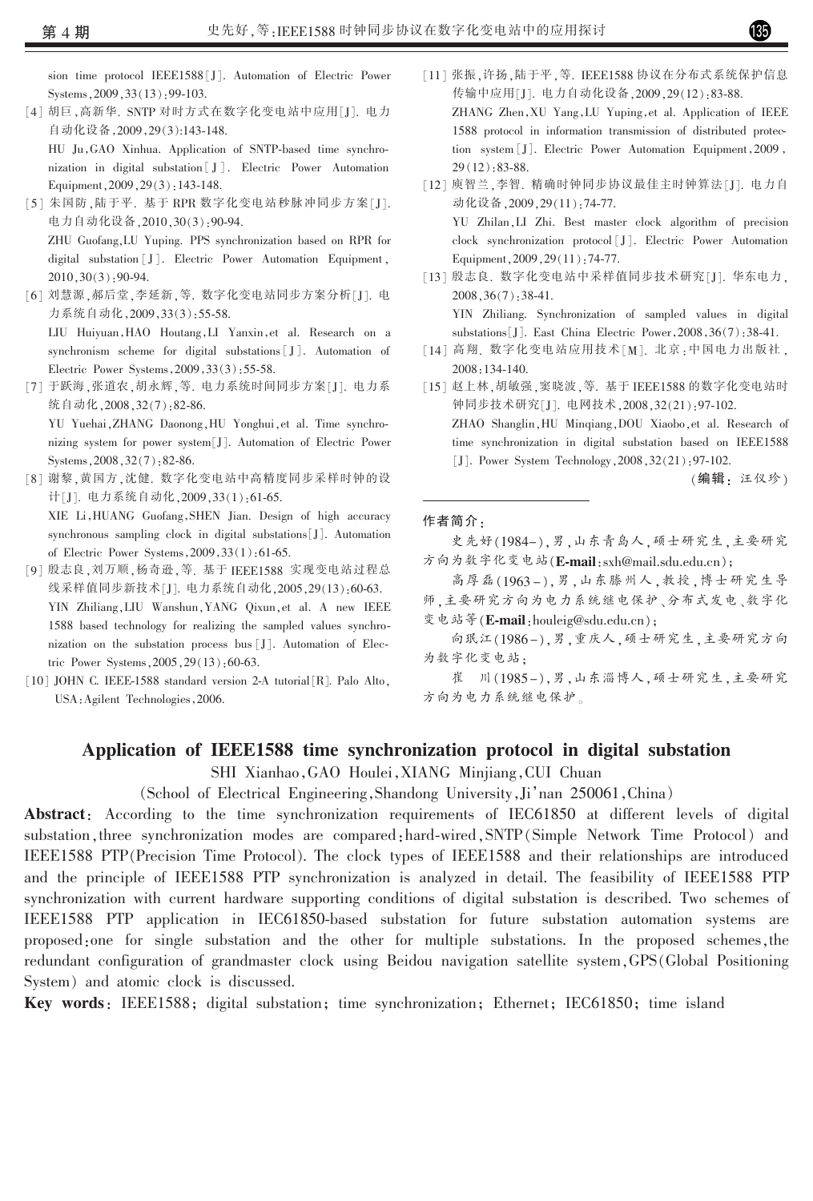sion time protocol IEEE1588[J]. Automation of Electric Power Systems, 2009, 33(13): 99-103.

[4] 胡巨,高新华. SNTP 对时方式在数字化变电站中应用[J]. 电力自动化设备,2009,29(3):143-148.
HU Ju, GAO Xinhua. Application of SNTP-based time synchronization in digital substation[J]. Electric Power Automation Equipment, 2009, 29(3): 143-148.

[5] 朱国防,陆于平. 基于 RPR 数字化变电站秒脉冲同步方案[J]. 电力自动化设备,2010,30(3):90-94.
ZHU Guofang, LU Yuping. PPS synchronization based on RPR for digital substation[J]. Electric Power Automation Equipment, 2010, 30(3): 90-94.

[6] 刘慧源,郝后堂,李延新,等. 数字化变电站同步方案分析[J]. 电力系统自动化,2009,33(3):55-58.
LIU Huiyuan, HAO Houtang, LI Yanxin, et al. Research on a synchronism scheme for digital substations[J]. Automation of Electric Power Systems, 2009, 33(3): 55-58.

[7] 于跃海,张道农,胡永辉,等. 电力系统时间同步方案[J]. 电力系统自动化,2008,32(7):82-86.
YU Yuehai, ZHANG Daonong, HU Yonghui, et al. Time synchronizing system for power system[J]. Automation of Electric Power Systems, 2008, 32(7): 82-86.

[8] 谢黎,黄国方,沈健. 数字化变电站中高精度同步采样时钟的设计[J]. 电力系统自动化,2009,33(1):61-65.
XIE Li, HUANG Guofang, SHEN Jian. Design of high accuracy synchronous sampling clock in digital substations[J]. Automation of Electric Power Systems, 2009, 33(1): 61-65.

[9] 殷志良,刘万顺,杨奇逊,等. 基于 IEEE1588 实现变电站过程总线采样值同步新技术[J]. 电力系统自动化,2005,29(13):60-63.
YIN Zhiliang, LIU Wanshun, YANG Qixun, et al. A new IEEE 1588 based technology for realizing the sampled values synchronization on the substation process bus[J]. Automation of Electric Power Systems, 2005, 29(13): 60-63.

[10] JOHN C. IEEE-1588 standard version 2-A tutorial[R]. Palo Alto, USA: Agilent Technologies, 2006.

[11] 张振,许扬,陆于平,等. IEEE1588 协议在分布式系统保护信息传输中应用[J]. 电力自动化设备,2009,29(12):83-88.
ZHANG Zhen, XU Yang, LU Yuping, et al. Application of IEEE 1588 protocol in information transmission of distributed protection system[J]. Electric Power Automation Equipment, 2009, 29(12): 83-88.

[12] 庾智兰,李智. 精确时钟同步协议最佳主时钟算法[J]. 电力自动化设备,2009,29(11):74-77.
YU Zhilan, LI Zhi. Best master clock algorithm of precision clock synchronization protocol[J]. Electric Power Automation Equipment, 2009, 29(11): 74-77.

[13] 殷志良. 数字化变电站中采样值同步技术研究[J]. 华东电力,2008,36(7):38-41.
YIN Zhiliang. Synchronization of sampled values in digital substations[J]. East China Electric Power, 2008, 36(7): 38-41.

[14] 高翔. 数字化变电站应用技术[M]. 北京:中国电力出版社,2008:134-140.

[15] 赵上林,胡敏强,窦晓波,等. 基于 IEEE1588 的数字化变电站时钟同步技术研究[J]. 电网技术,2008,32(21):97-102.
ZHAO Shanglin, HU Minqiang, DOU Xiaobo, et al. Research of time synchronization in digital substation based on IEEE1588[J]. Power System Technology, 2008, 32(21): 97-102.

(编辑:汪仪珍)

**作者简介:**

史先好(1984–),男,山东青岛人,硕士研究生,主要研究方向为数字化变电站(**E-mail**:sxh@mail.sdu.edu.cn);

高厚磊(1963–),男,山东滕州人,教授,博士研究生导师,主要研究方向为电力系统继电保护、分布式发电、数字化变电站等(**E-mail**:houleig@sdu.edu.cn);

向珉江(1986–),男,重庆人,硕士研究生,主要研究方向为数字化变电站;

崔 川(1985–),男,山东淄博人,硕士研究生,主要研究方向为电力系统继电保护。

# Application of IEEE1588 time synchronization protocol in digital substation

SHI Xianhao, GAO Houlei, XIANG Minjiang, CUI Chuan

(School of Electrical Engineering, Shandong University, Ji'nan 250061, China)

**Abstract**: According to the time synchronization requirements of IEC61850 at different levels of digital substation, three synchronization modes are compared: hard-wired, SNTP (Simple Network Time Protocol) and IEEE1588 PTP (Precision Time Protocol). The clock types of IEEE1588 and their relationships are introduced and the principle of IEEE1588 PTP synchronization is analyzed in detail. The feasibility of IEEE1588 PTP synchronization with current hardware supporting conditions of digital substation is described. Two schemes of IEEE1588 PTP application in IEC61850-based substation for future substation automation systems are proposed: one for single substation and the other for multiple substations. In the proposed schemes, the redundant configuration of grandmaster clock using Beidou navigation satellite system, GPS (Global Positioning System) and atomic clock is discussed.

**Key words**: IEEE1588; digital substation; time synchronization; Ethernet; IEC61850; time island